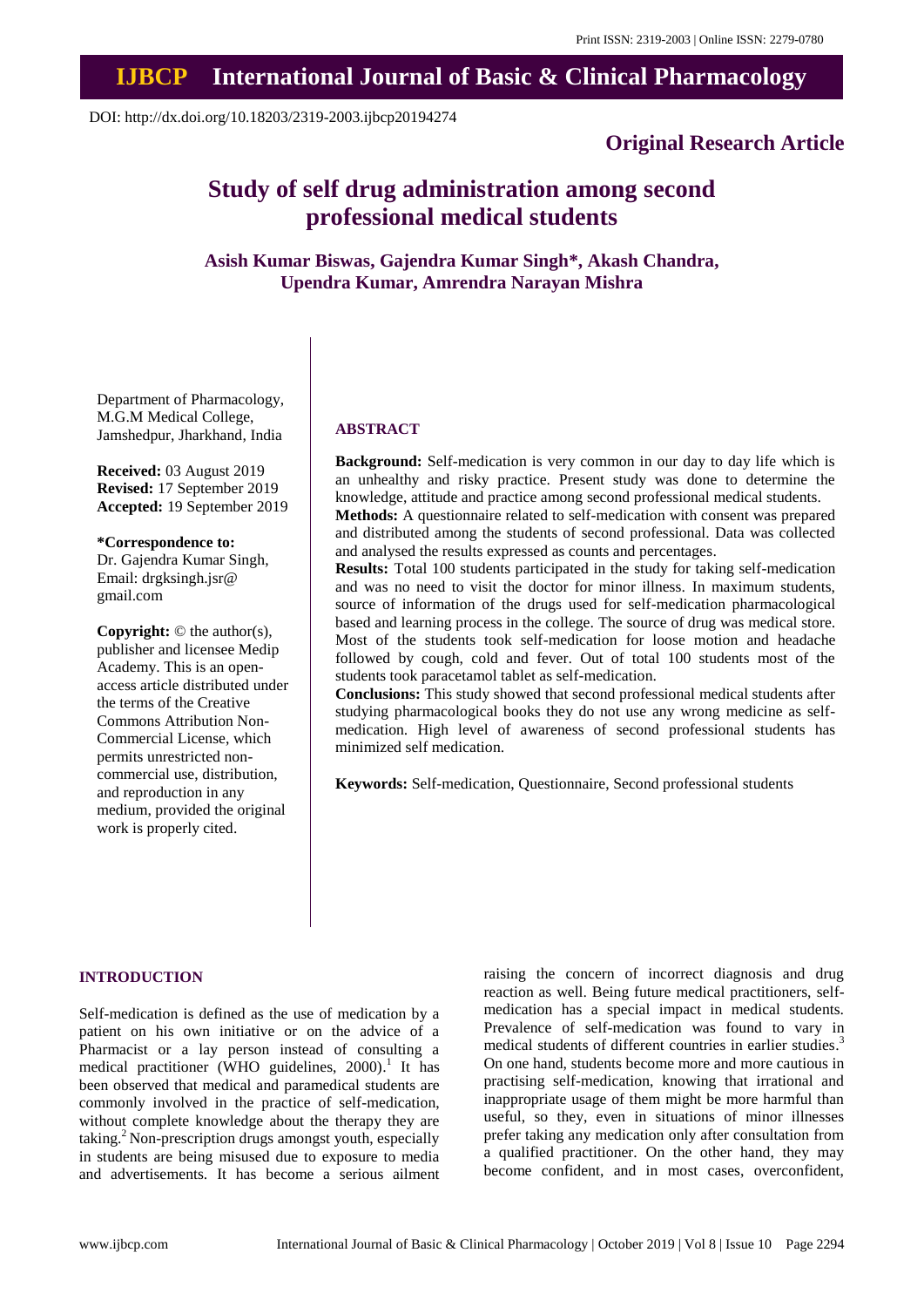Print ISSN: 2319-2003 | Online ISSN: 2279-0780

# IJBCP International Journal of Basic & Clinical Pharmacology

DOI: http://dx.doi.org/10.18203/2319-2003.ijbcp20194274

**Original Research Article**

# Study of self drug administration among second professional medical students

**Asish Kumar Biswas, Gajendra Kumar Singh*, Akash Chandra, Upendra Kumar, Amrendra Narayan Mishra**

Department of Pharmacology, M.G.M Medical College, Jamshedpur, Jharkhand, India

**Received:** 03 August 2019
**Revised:** 17 September 2019
**Accepted:** 19 September 2019

**\*Correspondence to:**
Dr. Gajendra Kumar Singh,
Email: drgksingh.jsr@gmail.com

**Copyright:** © the author(s), publisher and licensee Medip Academy. This is an open-access article distributed under the terms of the Creative Commons Attribution Non-Commercial License, which permits unrestricted non-commercial use, distribution, and reproduction in any medium, provided the original work is properly cited.

## ABSTRACT

**Background:** Self-medication is very common in our day to day life which is an unhealthy and risky practice. Present study was done to determine the knowledge, attitude and practice among second professional medical students.

**Methods:** A questionnaire related to self-medication with consent was prepared and distributed among the students of second professional. Data was collected and analysed the results expressed as counts and percentages.

**Results:** Total 100 students participated in the study for taking self-medication and was no need to visit the doctor for minor illness. In maximum students, source of information of the drugs used for self-medication pharmacological based and learning process in the college. The source of drug was medical store. Most of the students took self-medication for loose motion and headache followed by cough, cold and fever. Out of total 100 students most of the students took paracetamol tablet as self-medication.

**Conclusions:** This study showed that second professional medical students after studying pharmacological books they do not use any wrong medicine as self-medication. High level of awareness of second professional students has minimized self medication.

**Keywords:** Self-medication, Questionnaire, Second professional students

## INTRODUCTION

Self-medication is defined as the use of medication by a patient on his own initiative or on the advice of a Pharmacist or a lay person instead of consulting a medical practitioner (WHO guidelines, 2000).[1] It has been observed that medical and paramedical students are commonly involved in the practice of self-medication, without complete knowledge about the therapy they are taking.[2] Non-prescription drugs amongst youth, especially in students are being misused due to exposure to media and advertisements. It has become a serious ailment raising the concern of incorrect diagnosis and drug reaction as well. Being future medical practitioners, self-medication has a special impact in medical students. Prevalence of self-medication was found to vary in medical students of different countries in earlier studies.[3] On one hand, students become more and more cautious in practising self-medication, knowing that irrational and inappropriate usage of them might be more harmful than useful, so they, even in situations of minor illnesses prefer taking any medication only after consultation from a qualified practitioner. On the other hand, they may become confident, and in most cases, overconfident,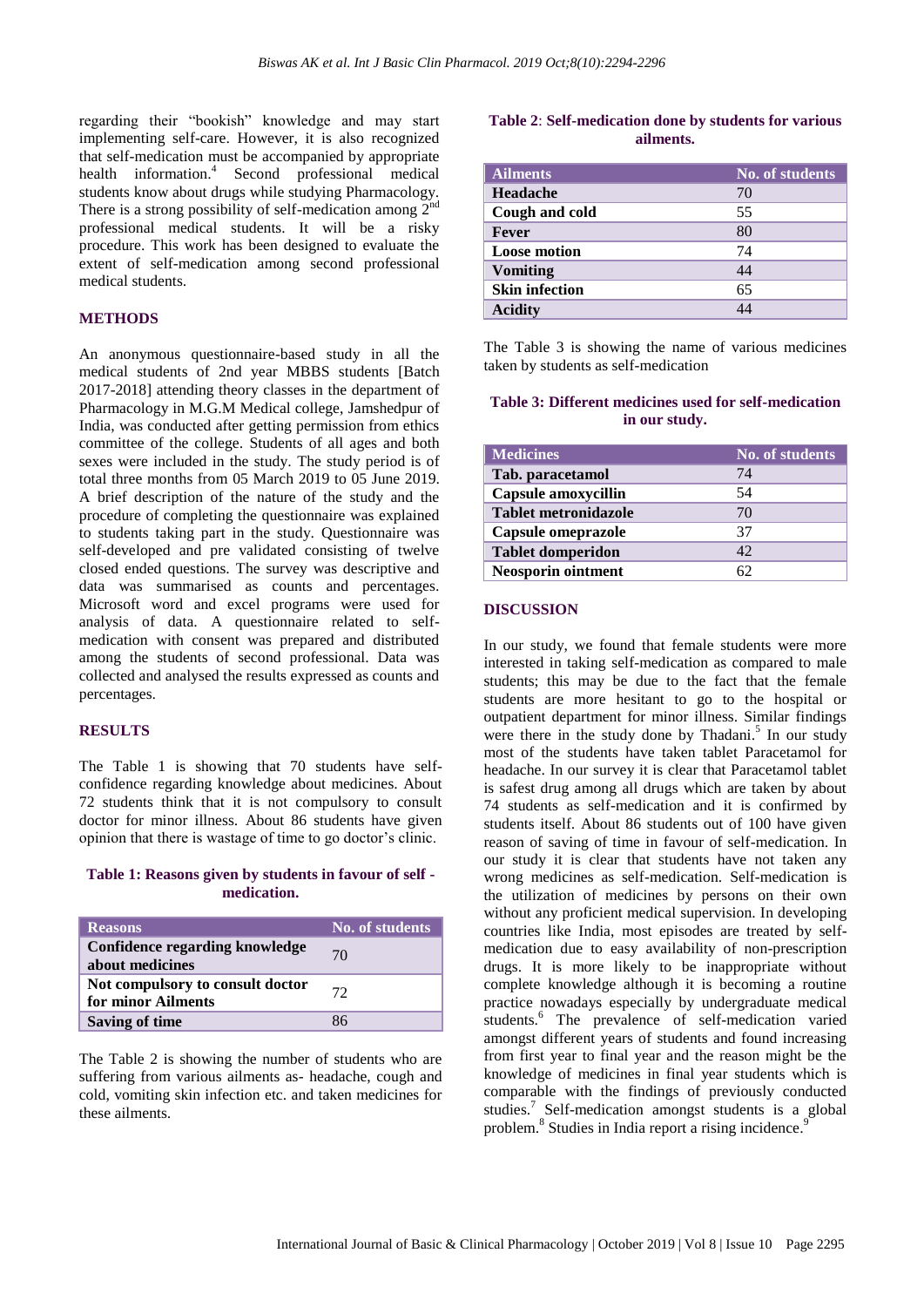regarding their "bookish" knowledge and may start implementing self-care. However, it is also recognized that self-medication must be accompanied by appropriate health information.[4] Second professional medical students know about drugs while studying Pharmacology. There is a strong possibility of self-medication among 2nd professional medical students. It will be a risky procedure. This work has been designed to evaluate the extent of self-medication among second professional medical students.

## METHODS

An anonymous questionnaire-based study in all the medical students of 2nd year MBBS students [Batch 2017-2018] attending theory classes in the department of Pharmacology in M.G.M Medical college, Jamshedpur of India, was conducted after getting permission from ethics committee of the college. Students of all ages and both sexes were included in the study. The study period is of total three months from 05 March 2019 to 05 June 2019. A brief description of the nature of the study and the procedure of completing the questionnaire was explained to students taking part in the study. Questionnaire was self-developed and pre validated consisting of twelve closed ended questions. The survey was descriptive and data was summarised as counts and percentages. Microsoft word and excel programs were used for analysis of data. A questionnaire related to self-medication with consent was prepared and distributed among the students of second professional. Data was collected and analysed the results expressed as counts and percentages.

## RESULTS

The Table 1 is showing that 70 students have self-confidence regarding knowledge about medicines. About 72 students think that it is not compulsory to consult doctor for minor illness. About 86 students have given opinion that there is wastage of time to go doctor's clinic.

**Table 1: Reasons given by students in favour of self - medication.**

| Reasons | No. of students |
|---|---|
| **Confidence regarding knowledge about medicines** | 70 |
| **Not compulsory to consult doctor for minor Ailments** | 72 |
| **Saving of time** | 86 |

The Table 2 is showing the number of students who are suffering from various ailments as- headache, cough and cold, vomiting skin infection etc. and taken medicines for these ailments.

**Table 2: Self-medication done by students for various ailments.**

| Ailments | No. of students |
|---|---|
| **Headache** | 70 |
| **Cough and cold** | 55 |
| **Fever** | 80 |
| **Loose motion** | 74 |
| **Vomiting** | 44 |
| **Skin infection** | 65 |
| **Acidity** | 44 |

The Table 3 is showing the name of various medicines taken by students as self-medication

**Table 3: Different medicines used for self-medication in our study.**

| Medicines | No. of students |
|---|---|
| **Tab. paracetamol** | 74 |
| **Capsule amoxycillin** | 54 |
| **Tablet metronidazole** | 70 |
| **Capsule omeprazole** | 37 |
| **Tablet domperidon** | 42 |
| **Neosporin ointment** | 62 |

## DISCUSSION

In our study, we found that female students were more interested in taking self-medication as compared to male students; this may be due to the fact that the female students are more hesitant to go to the hospital or outpatient department for minor illness. Similar findings were there in the study done by Thadani.[5] In our study most of the students have taken tablet Paracetamol for headache. In our survey it is clear that Paracetamol tablet is safest drug among all drugs which are taken by about 74 students as self-medication and it is confirmed by students itself. About 86 students out of 100 have given reason of saving of time in favour of self-medication. In our study it is clear that students have not taken any wrong medicines as self-medication. Self-medication is the utilization of medicines by persons on their own without any proficient medical supervision. In developing countries like India, most episodes are treated by self-medication due to easy availability of non-prescription drugs. It is more likely to be inappropriate without complete knowledge although it is becoming a routine practice nowadays especially by undergraduate medical students.[6] The prevalence of self-medication varied amongst different years of students and found increasing from first year to final year and the reason might be the knowledge of medicines in final year students which is comparable with the findings of previously conducted studies.[7] Self-medication amongst students is a global problem.[8] Studies in India report a rising incidence.[9]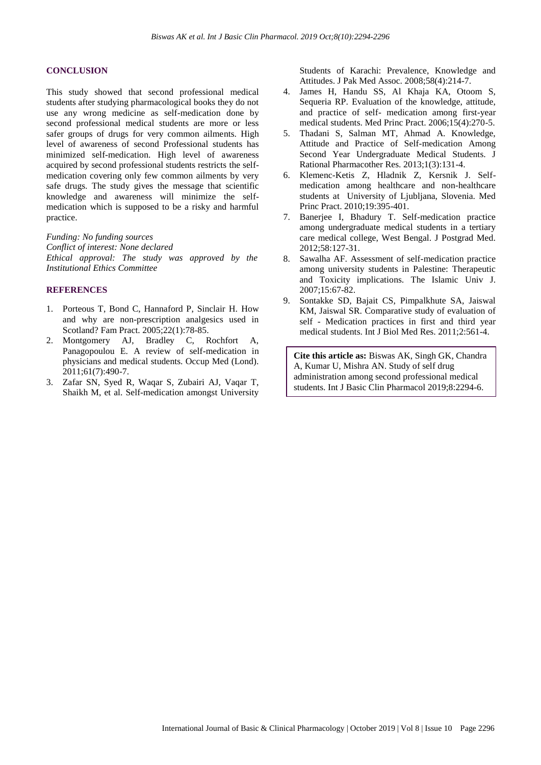## CONCLUSION

This study showed that second professional medical students after studying pharmacological books they do not use any wrong medicine as self-medication done by second professional medical students are more or less safer groups of drugs for very common ailments. High level of awareness of second Professional students has minimized self-medication. High level of awareness acquired by second professional students restricts the self-medication covering only few common ailments by very safe drugs. The study gives the message that scientific knowledge and awareness will minimize the self-medication which is supposed to be a risky and harmful practice.

*Funding: No funding sources*
*Conflict of interest: None declared*
*Ethical approval: The study was approved by the Institutional Ethics Committee*

## REFERENCES

1. Porteous T, Bond C, Hannaford P, Sinclair H. How and why are non-prescription analgesics used in Scotland? Fam Pract. 2005;22(1):78-85.
2. Montgomery AJ, Bradley C, Rochfort A, Panagopoulou E. A review of self-medication in physicians and medical students. Occup Med (Lond). 2011;61(7):490-7.
3. Zafar SN, Syed R, Waqar S, Zubairi AJ, Vaqar T, Shaikh M, et al. Self-medication amongst University Students of Karachi: Prevalence, Knowledge and Attitudes. J Pak Med Assoc. 2008;58(4):214-7.
4. James H, Handu SS, Al Khaja KA, Otoom S, Sequeria RP. Evaluation of the knowledge, attitude, and practice of self- medication among first-year medical students. Med Princ Pract. 2006;15(4):270-5.
5. Thadani S, Salman MT, Ahmad A. Knowledge, Attitude and Practice of Self-medication Among Second Year Undergraduate Medical Students. J Rational Pharmacother Res. 2013;1(3):131-4.
6. Klemenc-Ketis Z, Hladnik Z, Kersnik J. Self-medication among healthcare and non-healthcare students at University of Ljubljana, Slovenia. Med Princ Pract. 2010;19:395-401.
7. Banerjee I, Bhadury T. Self-medication practice among undergraduate medical students in a tertiary care medical college, West Bengal. J Postgrad Med. 2012;58:127-31.
8. Sawalha AF. Assessment of self-medication practice among university students in Palestine: Therapeutic and Toxicity implications. The Islamic Univ J. 2007;15:67-82.
9. Sontakke SD, Bajait CS, Pimpalkhute SA, Jaiswal KM, Jaiswal SR. Comparative study of evaluation of self - Medication practices in first and third year medical students. Int J Biol Med Res. 2011;2:561-4.

**Cite this article as:** Biswas AK, Singh GK, Chandra A, Kumar U, Mishra AN. Study of self drug administration among second professional medical students. Int J Basic Clin Pharmacol 2019;8:2294-6.